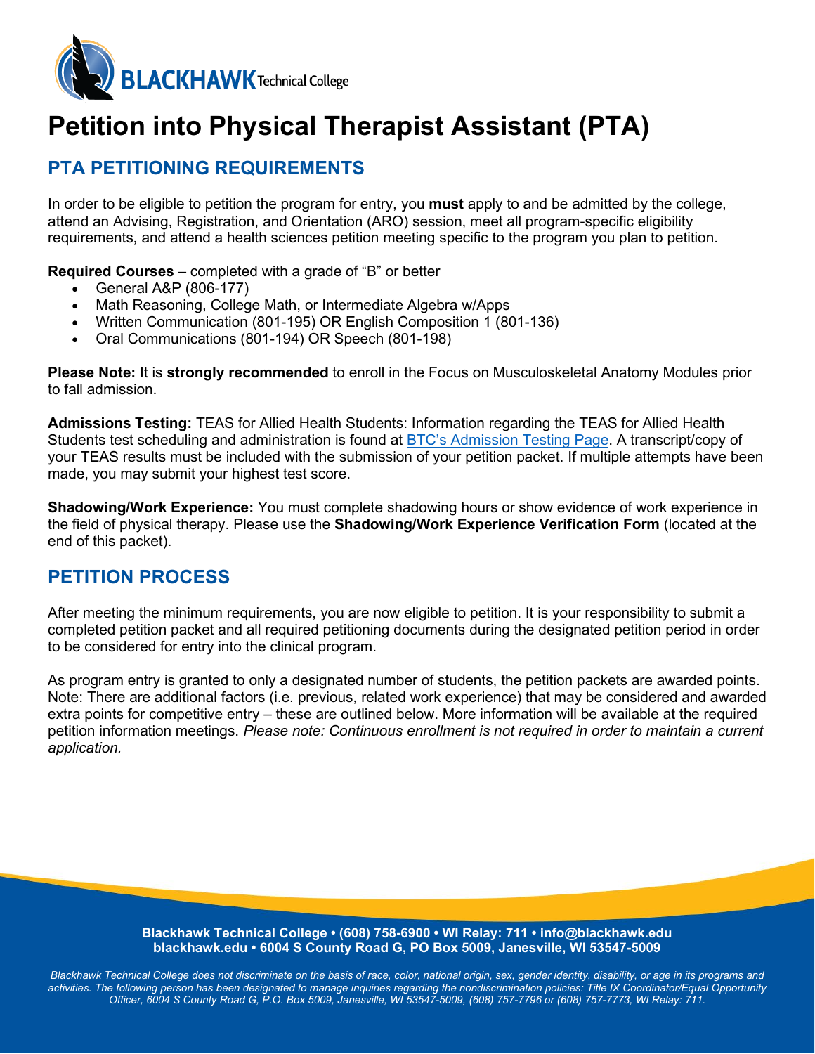# Petition into Physical Therapist Assistant (PTA)

## PTA PETITIONING REQUIREMENTS

In order to be eligible to petition the program for entry, you **must** apply to and be admitted by the college, attend an Advising, Registration, and Orientation (ARO) session, meet all program-specific eligibility requirements, and attend a health sciences petition meeting specific to the program you plan to petition.

**Required Courses** – completed with a grade of "B" or better

- General A&P (806-177)
- Math Reasoning, College Math, or Intermediate Algebra w/Apps
- Written Communication (801-195) OR English Composition 1 (801-136)
- Oral Communications (801-194) OR Speech (801-198)

**Please Note:** It is **strongly recommended** to enroll in the Focus on Musculoskeletal Anatomy Modules prior to fall admission.

**Admissions Testing:** TEAS for Allied Health Students: Information regarding the TEAS for Allied Health Students test scheduling and administration is found at [BTC's Admission Testing Page](). A transcript/copy of your TEAS results must be included with the submission of your petition packet. If multiple attempts have been made, you may submit your highest test score.

**Shadowing/Work Experience:** You must complete shadowing hours or show evidence of work experience in the field of physical therapy. Please use the **Shadowing/Work Experience Verification Form** (located at the end of this packet).

## PETITION PROCESS

After meeting the minimum requirements, you are now eligible to petition. It is your responsibility to submit a completed petition packet and all required petitioning documents during the designated petition period in order to be considered for entry into the clinical program.

As program entry is granted to only a designated number of students, the petition packets are awarded points. Note: There are additional factors (i.e. previous, related work experience) that may be considered and awarded extra points for competitive entry – these are outlined below. More information will be available at the required petition information meetings. *Please note: Continuous enrollment is not required in order to maintain a current application.*

**Blackhawk Technical College • (608) 758-6900 • WI Relay: 711 • info@blackhawk.edu**
**blackhawk.edu • 6004 S County Road G, PO Box 5009, Janesville, WI 53547-5009**

*Blackhawk Technical College does not discriminate on the basis of race, color, national origin, sex, gender identity, disability, or age in its programs and activities. The following person has been designated to manage inquiries regarding the nondiscrimination policies: Title IX Coordinator/Equal Opportunity Officer, 6004 S County Road G, P.O. Box 5009, Janesville, WI 53547-5009, (608) 757-7796 or (608) 757-7773, WI Relay: 711.*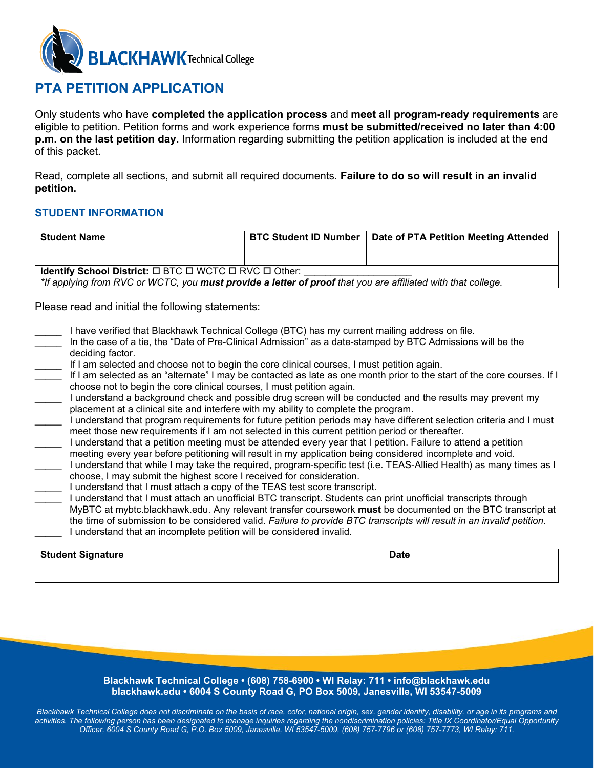# PTA PETITION APPLICATION

Only students who have **completed the application process** and **meet all program-ready requirements** are eligible to petition. Petition forms and work experience forms **must be submitted/received no later than 4:00 p.m. on the last petition day.** Information regarding submitting the petition application is included at the end of this packet.

Read, complete all sections, and submit all required documents. **Failure to do so will result in an invalid petition.**

## STUDENT INFORMATION

| Student Name | BTC Student ID Number | Date of PTA Petition Meeting Attended |
|---|---|---|
| | | |
| **Identify School District:** ☐ BTC ☐ WCTC ☐ RVC ☐ Other: ___________________ *\*If applying from RVC or WCTC, you **must provide a letter of proof** that you are affiliated with that college.* | | |

Please read and initial the following statements:

_____ I have verified that Blackhawk Technical College (BTC) has my current mailing address on file.

_____ In the case of a tie, the "Date of Pre-Clinical Admission" as a date-stamped by BTC Admissions will be the deciding factor.

_____ If I am selected and choose not to begin the core clinical courses, I must petition again.

_____ If I am selected as an "alternate" I may be contacted as late as one month prior to the start of the core courses. If I choose not to begin the core clinical courses, I must petition again.

_____ I understand a background check and possible drug screen will be conducted and the results may prevent my placement at a clinical site and interfere with my ability to complete the program.

_____ I understand that program requirements for future petition periods may have different selection criteria and I must meet those new requirements if I am not selected in this current petition period or thereafter.

_____ I understand that a petition meeting must be attended every year that I petition. Failure to attend a petition meeting every year before petitioning will result in my application being considered incomplete and void.

_____ I understand that while I may take the required, program-specific test (i.e. TEAS-Allied Health) as many times as I choose, I may submit the highest score I received for consideration.

_____ I understand that I must attach a copy of the TEAS test score transcript.

_____ I understand that I must attach an unofficial BTC transcript. Students can print unofficial transcripts through MyBTC at mybtc.blackhawk.edu. Any relevant transfer coursework **must** be documented on the BTC transcript at the time of submission to be considered valid. *Failure to provide BTC transcripts will result in an invalid petition.*

_____ I understand that an incomplete petition will be considered invalid.

| Student Signature | Date |
|---|---|
| | |

**Blackhawk Technical College • (608) 758-6900 • WI Relay: 711 • info@blackhawk.edu**
**blackhawk.edu • 6004 S County Road G, PO Box 5009, Janesville, WI 53547-5009**

*Blackhawk Technical College does not discriminate on the basis of race, color, national origin, sex, gender identity, disability, or age in its programs and activities. The following person has been designated to manage inquiries regarding the nondiscrimination policies: Title IX Coordinator/Equal Opportunity Officer, 6004 S County Road G, P.O. Box 5009, Janesville, WI 53547-5009, (608) 757-7796 or (608) 757-7773, WI Relay: 711.*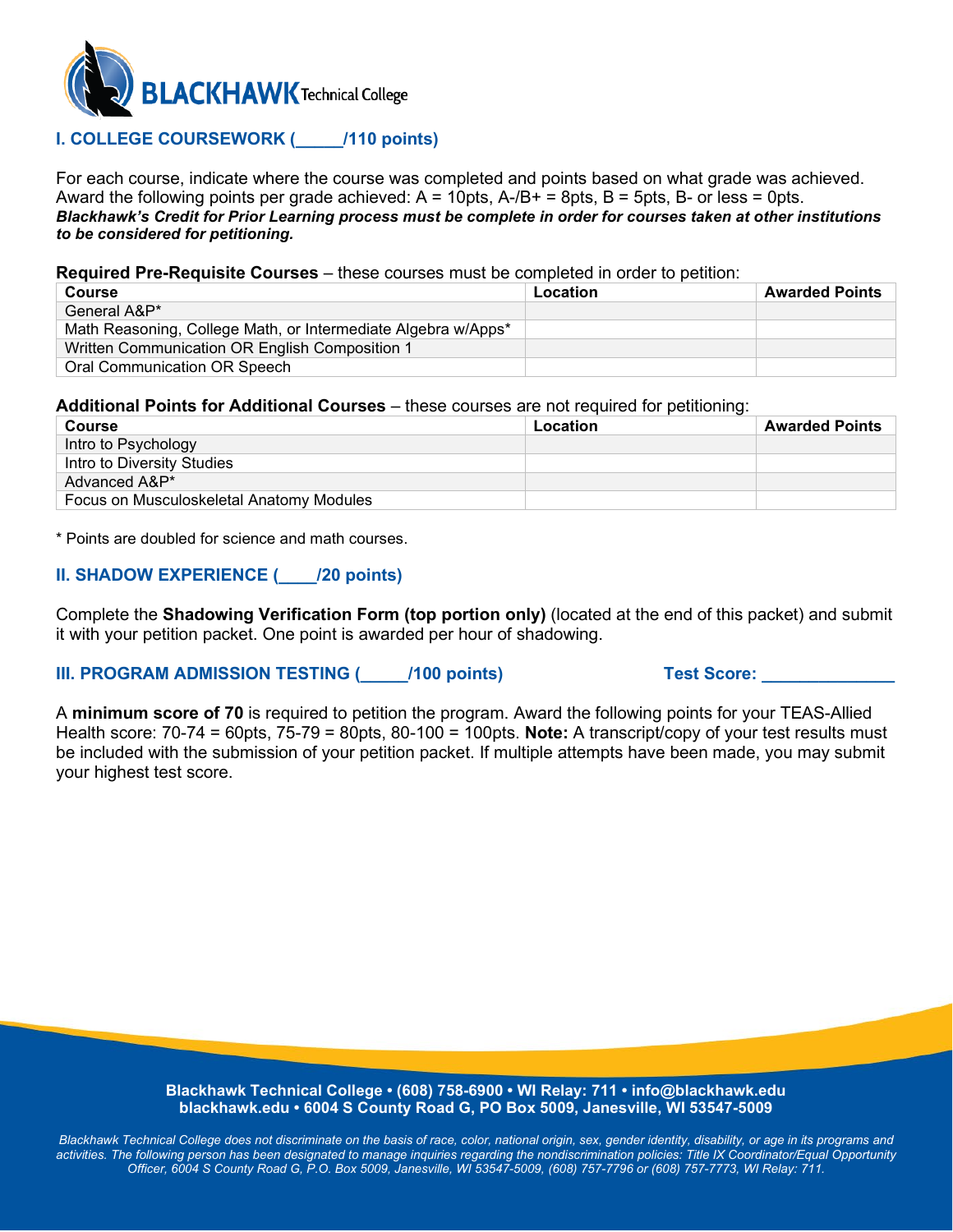## I. COLLEGE COURSEWORK (_____/110 points)

For each course, indicate where the course was completed and points based on what grade was achieved. Award the following points per grade achieved: A = 10pts, A-/B+ = 8pts, B = 5pts, B- or less = 0pts.
***Blackhawk's Credit for Prior Learning process must be complete in order for courses taken at other institutions to be considered for petitioning.***

**Required Pre-Requisite Courses** – these courses must be completed in order to petition:

| Course | Location | Awarded Points |
|---|---|---|
| General A&P* | | |
| Math Reasoning, College Math, or Intermediate Algebra w/Apps* | | |
| Written Communication OR English Composition 1 | | |
| Oral Communication OR Speech | | |

**Additional Points for Additional Courses** – these courses are not required for petitioning:

| Course | Location | Awarded Points |
|---|---|---|
| Intro to Psychology | | |
| Intro to Diversity Studies | | |
| Advanced A&P* | | |
| Focus on Musculoskeletal Anatomy Modules | | |

* Points are doubled for science and math courses.

## II. SHADOW EXPERIENCE (____/20 points)

Complete the **Shadowing Verification Form (top portion only)** (located at the end of this packet) and submit it with your petition packet. One point is awarded per hour of shadowing.

## III. PROGRAM ADMISSION TESTING (_____/100 points) Test Score: ______________

A **minimum score of 70** is required to petition the program. Award the following points for your TEAS-Allied Health score: 70-74 = 60pts, 75-79 = 80pts, 80-100 = 100pts. **Note:** A transcript/copy of your test results must be included with the submission of your petition packet. If multiple attempts have been made, you may submit your highest test score.

**Blackhawk Technical College • (608) 758-6900 • WI Relay: 711 • info@blackhawk.edu**
**blackhawk.edu • 6004 S County Road G, PO Box 5009, Janesville, WI 53547-5009**

*Blackhawk Technical College does not discriminate on the basis of race, color, national origin, sex, gender identity, disability, or age in its programs and activities. The following person has been designated to manage inquiries regarding the nondiscrimination policies: Title IX Coordinator/Equal Opportunity Officer, 6004 S County Road G, P.O. Box 5009, Janesville, WI 53547-5009, (608) 757-7796 or (608) 757-7773, WI Relay: 711.*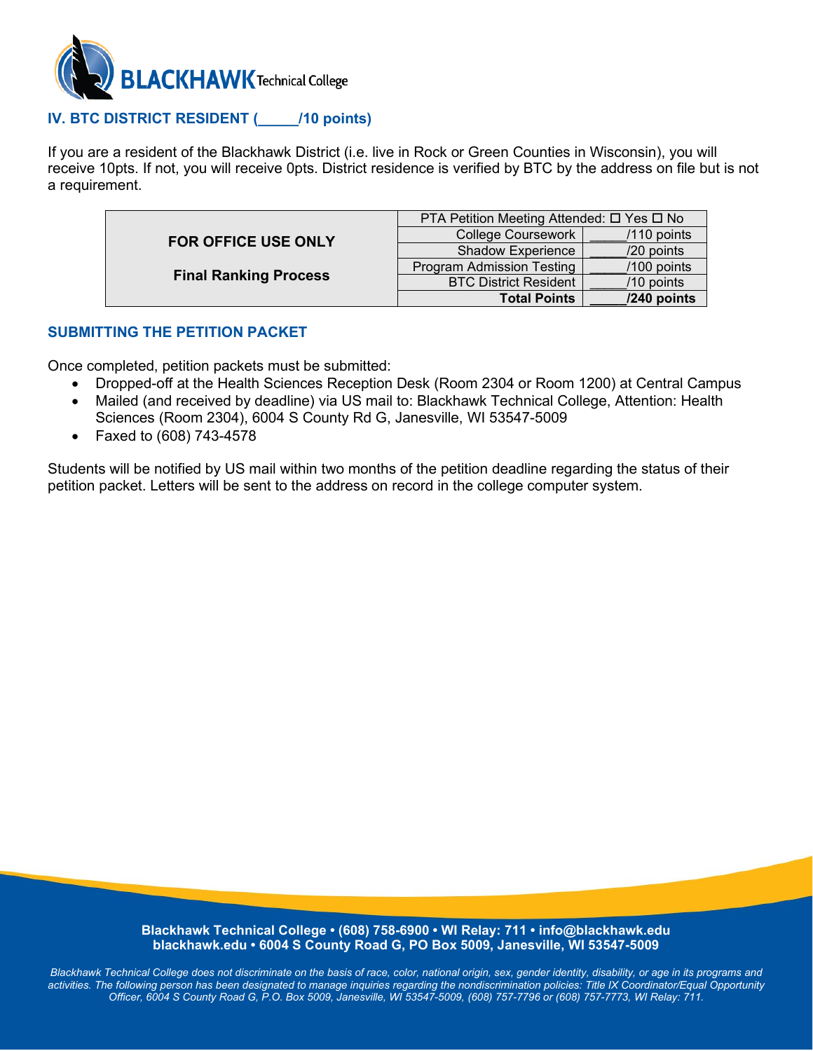## IV. BTC DISTRICT RESIDENT (_____/10 points)

If you are a resident of the Blackhawk District (i.e. live in Rock or Green Counties in Wisconsin), you will receive 10pts. If not, you will receive 0pts. District residence is verified by BTC by the address on file but is not a requirement.

| FOR OFFICE USE ONLY | PTA Petition Meeting Attended: ☐ Yes ☐ No | |
|---|---|---|
| | College Coursework | _____/110 points |
| | Shadow Experience | _____/20 points |
| Final Ranking Process | Program Admission Testing | _____/100 points |
| | BTC District Resident | _____/10 points |
| | **Total Points** | **_____/240 points** |

## SUBMITTING THE PETITION PACKET

Once completed, petition packets must be submitted:

- Dropped-off at the Health Sciences Reception Desk (Room 2304 or Room 1200) at Central Campus
- Mailed (and received by deadline) via US mail to: Blackhawk Technical College, Attention: Health Sciences (Room 2304), 6004 S County Rd G, Janesville, WI 53547-5009
- Faxed to (608) 743-4578

Students will be notified by US mail within two months of the petition deadline regarding the status of their petition packet. Letters will be sent to the address on record in the college computer system.

**Blackhawk Technical College • (608) 758-6900 • WI Relay: 711 • info@blackhawk.edu**
**blackhawk.edu • 6004 S County Road G, PO Box 5009, Janesville, WI 53547-5009**

*Blackhawk Technical College does not discriminate on the basis of race, color, national origin, sex, gender identity, disability, or age in its programs and activities. The following person has been designated to manage inquiries regarding the nondiscrimination policies: Title IX Coordinator/Equal Opportunity Officer, 6004 S County Road G, P.O. Box 5009, Janesville, WI 53547-5009, (608) 757-7796 or (608) 757-7773, WI Relay: 711.*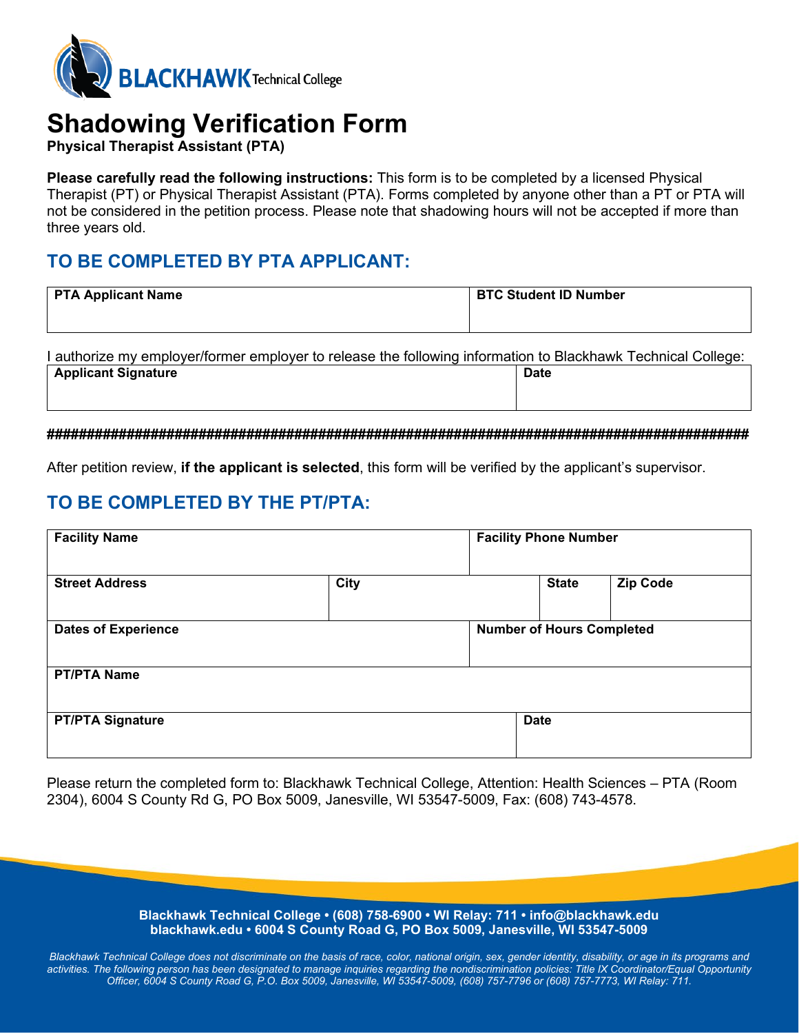# Shadowing Verification Form

**Physical Therapist Assistant (PTA)**

**Please carefully read the following instructions:** This form is to be completed by a licensed Physical Therapist (PT) or Physical Therapist Assistant (PTA). Forms completed by anyone other than a PT or PTA will not be considered in the petition process. Please note that shadowing hours will not be accepted if more than three years old.

## TO BE COMPLETED BY PTA APPLICANT:

| PTA Applicant Name | BTC Student ID Number |
|---|---|
| | |

I authorize my employer/former employer to release the following information to Blackhawk Technical College:

| Applicant Signature | Date |
|---|---|
| | |

############################################################################################

After petition review, **if the applicant is selected**, this form will be verified by the applicant's supervisor.

## TO BE COMPLETED BY THE PT/PTA:

| Facility Name | | Facility Phone Number | |
|---|---|---|---|
| **Street Address** | **City** | **State** | **Zip Code** |
| **Dates of Experience** | | **Number of Hours Completed** | |
| **PT/PTA Name** | | | |
| **PT/PTA Signature** | | **Date** | |

Please return the completed form to: Blackhawk Technical College, Attention: Health Sciences – PTA (Room 2304), 6004 S County Rd G, PO Box 5009, Janesville, WI 53547-5009, Fax: (608) 743-4578.

**Blackhawk Technical College • (608) 758-6900 • WI Relay: 711 • info@blackhawk.edu**
**blackhawk.edu • 6004 S County Road G, PO Box 5009, Janesville, WI 53547-5009**

*Blackhawk Technical College does not discriminate on the basis of race, color, national origin, sex, gender identity, disability, or age in its programs and activities. The following person has been designated to manage inquiries regarding the nondiscrimination policies: Title IX Coordinator/Equal Opportunity Officer, 6004 S County Road G, P.O. Box 5009, Janesville, WI 53547-5009, (608) 757-7796 or (608) 757-7773, WI Relay: 711.*